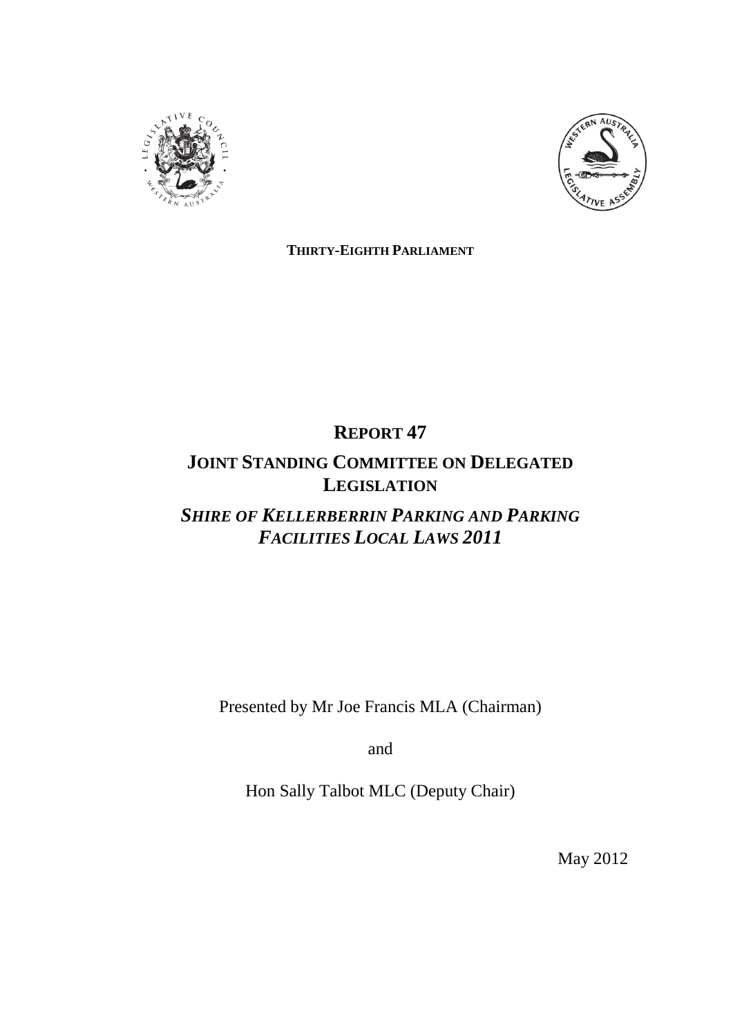**THIRTY-EIGHTH PARLIAMENT**

# REPORT 47

# JOINT STANDING COMMITTEE ON DELEGATED LEGISLATION

## *SHIRE OF KELLERBERRIN PARKING AND PARKING FACILITIES LOCAL LAWS 2011*

Presented by Mr Joe Francis MLA (Chairman)

and

Hon Sally Talbot MLC (Deputy Chair)

May 2012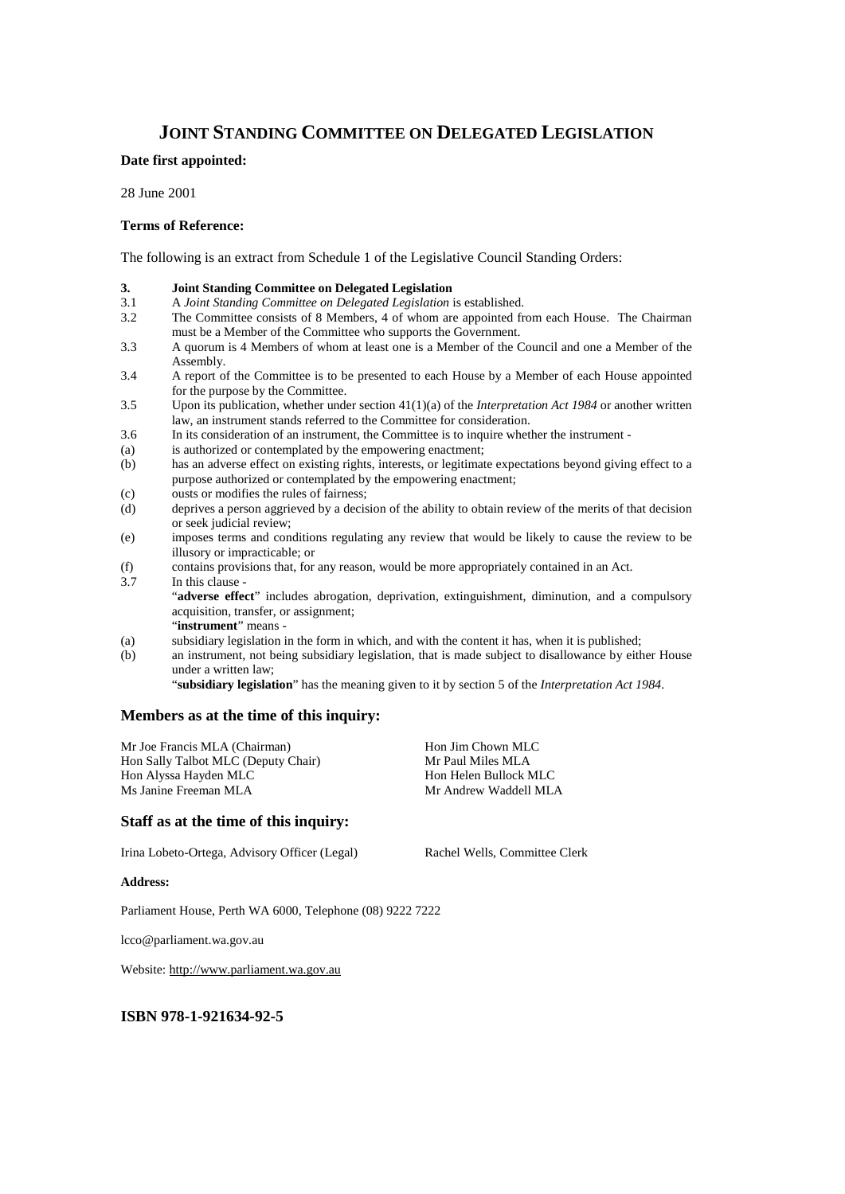# JOINT STANDING COMMITTEE ON DELEGATED LEGISLATION

**Date first appointed:**

28 June 2001

**Terms of Reference:**

The following is an extract from Schedule 1 of the Legislative Council Standing Orders:

**3. Joint Standing Committee on Delegated Legislation**

3.1 A *Joint Standing Committee on Delegated Legislation* is established.

3.2 The Committee consists of 8 Members, 4 of whom are appointed from each House. The Chairman must be a Member of the Committee who supports the Government.

3.3 A quorum is 4 Members of whom at least one is a Member of the Council and one a Member of the Assembly.

3.4 A report of the Committee is to be presented to each House by a Member of each House appointed for the purpose by the Committee.

3.5 Upon its publication, whether under section 41(1)(a) of the *Interpretation Act 1984* or another written law, an instrument stands referred to the Committee for consideration.

3.6 In its consideration of an instrument, the Committee is to inquire whether the instrument -

(a) is authorized or contemplated by the empowering enactment;

(b) has an adverse effect on existing rights, interests, or legitimate expectations beyond giving effect to a purpose authorized or contemplated by the empowering enactment;

(c) ousts or modifies the rules of fairness;

(d) deprives a person aggrieved by a decision of the ability to obtain review of the merits of that decision or seek judicial review;

(e) imposes terms and conditions regulating any review that would be likely to cause the review to be illusory or impracticable; or

(f) contains provisions that, for any reason, would be more appropriately contained in an Act.

3.7 In this clause -

"**adverse effect**" includes abrogation, deprivation, extinguishment, diminution, and a compulsory acquisition, transfer, or assignment;

"**instrument**" means -

(a) subsidiary legislation in the form in which, and with the content it has, when it is published;

(b) an instrument, not being subsidiary legislation, that is made subject to disallowance by either House under a written law;

"**subsidiary legislation**" has the meaning given to it by section 5 of the *Interpretation Act 1984*.

## Members as at the time of this inquiry:

| | |
|---|---|
| Mr Joe Francis MLA (Chairman) | Hon Jim Chown MLC |
| Hon Sally Talbot MLC (Deputy Chair) | Mr Paul Miles MLA |
| Hon Alyssa Hayden MLC | Hon Helen Bullock MLC |
| Ms Janine Freeman MLA | Mr Andrew Waddell MLA |

## Staff as at the time of this inquiry:

| | |
|---|---|
| Irina Lobeto-Ortega, Advisory Officer (Legal) | Rachel Wells, Committee Clerk |

**Address:**

Parliament House, Perth WA 6000, Telephone (08) 9222 7222

lcco@parliament.wa.gov.au

Website: http://www.parliament.wa.gov.au

**ISBN 978-1-921634-92-5**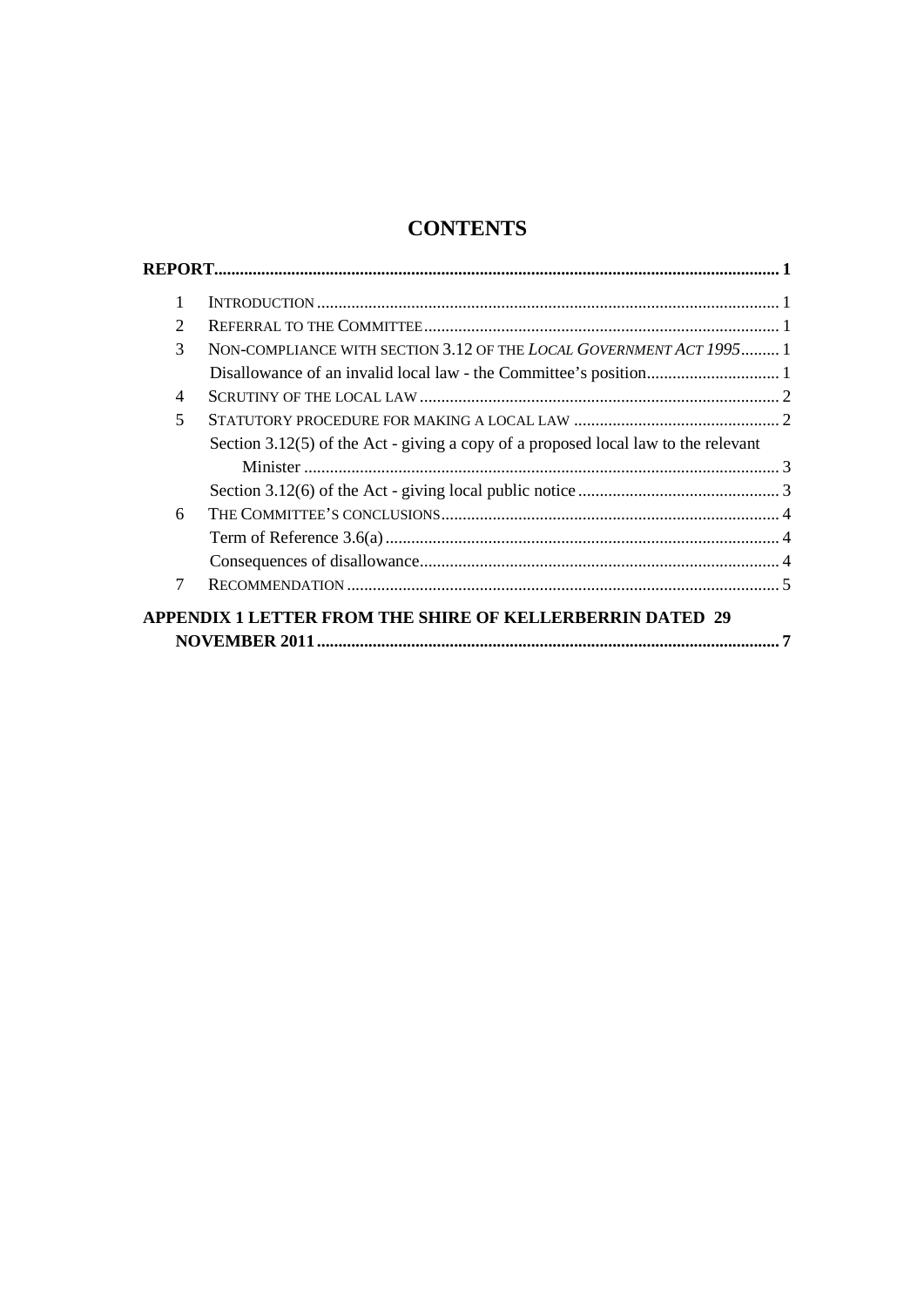# CONTENTS

| | | |
|---|---|---|
| **REPORT** | | **1** |
| 1 | INTRODUCTION | 1 |
| 2 | REFERRAL TO THE COMMITTEE | 1 |
| 3 | NON-COMPLIANCE WITH SECTION 3.12 OF THE *LOCAL GOVERNMENT ACT 1995* | 1 |
| | Disallowance of an invalid local law - the Committee's position | 1 |
| 4 | SCRUTINY OF THE LOCAL LAW | 2 |
| 5 | STATUTORY PROCEDURE FOR MAKING A LOCAL LAW | 2 |
| | Section 3.12(5) of the Act - giving a copy of a proposed local law to the relevant Minister | 3 |
| | Section 3.12(6) of the Act - giving local public notice | 3 |
| 6 | THE COMMITTEE'S CONCLUSIONS | 4 |
| | Term of Reference 3.6(a) | 4 |
| | Consequences of disallowance | 4 |
| 7 | RECOMMENDATION | 5 |
| **APPENDIX 1 LETTER FROM THE SHIRE OF KELLERBERRIN DATED 29 NOVEMBER 2011** | | **7** |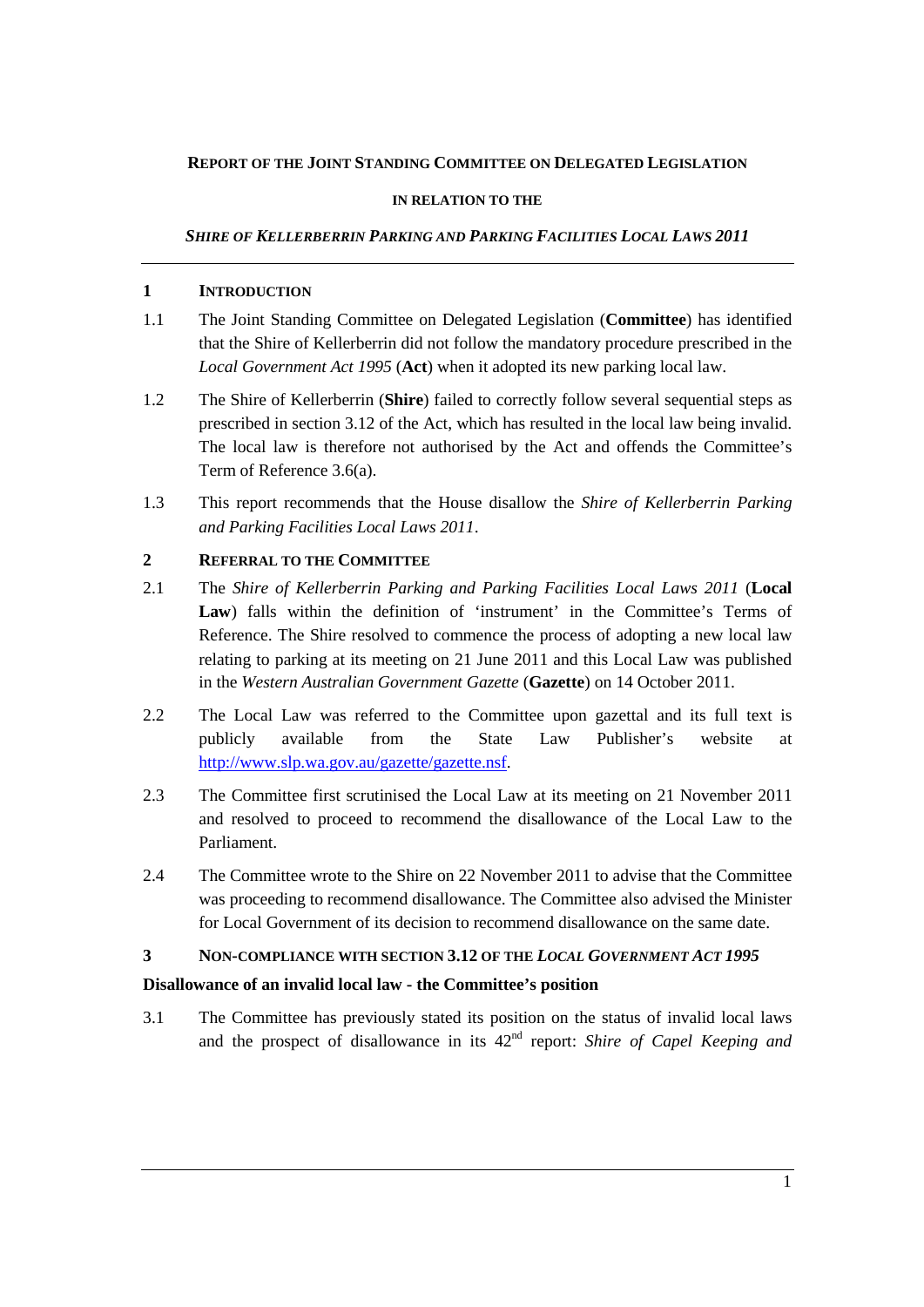**REPORT OF THE JOINT STANDING COMMITTEE ON DELEGATED LEGISLATION**

**IN RELATION TO THE**

***SHIRE OF KELLERBERRIN PARKING AND PARKING FACILITIES LOCAL LAWS 2011***

## 1 INTRODUCTION

1.1 The Joint Standing Committee on Delegated Legislation (**Committee**) has identified that the Shire of Kellerberrin did not follow the mandatory procedure prescribed in the *Local Government Act 1995* (**Act**) when it adopted its new parking local law.

1.2 The Shire of Kellerberrin (**Shire**) failed to correctly follow several sequential steps as prescribed in section 3.12 of the Act, which has resulted in the local law being invalid. The local law is therefore not authorised by the Act and offends the Committee's Term of Reference 3.6(a).

1.3 This report recommends that the House disallow the *Shire of Kellerberrin Parking and Parking Facilities Local Laws 2011*.

## 2 REFERRAL TO THE COMMITTEE

2.1 The *Shire of Kellerberrin Parking and Parking Facilities Local Laws 2011* (**Local Law**) falls within the definition of 'instrument' in the Committee's Terms of Reference. The Shire resolved to commence the process of adopting a new local law relating to parking at its meeting on 21 June 2011 and this Local Law was published in the *Western Australian Government Gazette* (**Gazette**) on 14 October 2011.

2.2 The Local Law was referred to the Committee upon gazettal and its full text is publicly available from the State Law Publisher's website at http://www.slp.wa.gov.au/gazette/gazette.nsf.

2.3 The Committee first scrutinised the Local Law at its meeting on 21 November 2011 and resolved to proceed to recommend the disallowance of the Local Law to the Parliament.

2.4 The Committee wrote to the Shire on 22 November 2011 to advise that the Committee was proceeding to recommend disallowance. The Committee also advised the Minister for Local Government of its decision to recommend disallowance on the same date.

## 3 NON-COMPLIANCE WITH SECTION 3.12 OF THE *LOCAL GOVERNMENT ACT 1995*

### Disallowance of an invalid local law - the Committee's position

3.1 The Committee has previously stated its position on the status of invalid local laws and the prospect of disallowance in its 42[nd] report: *Shire of Capel Keeping and*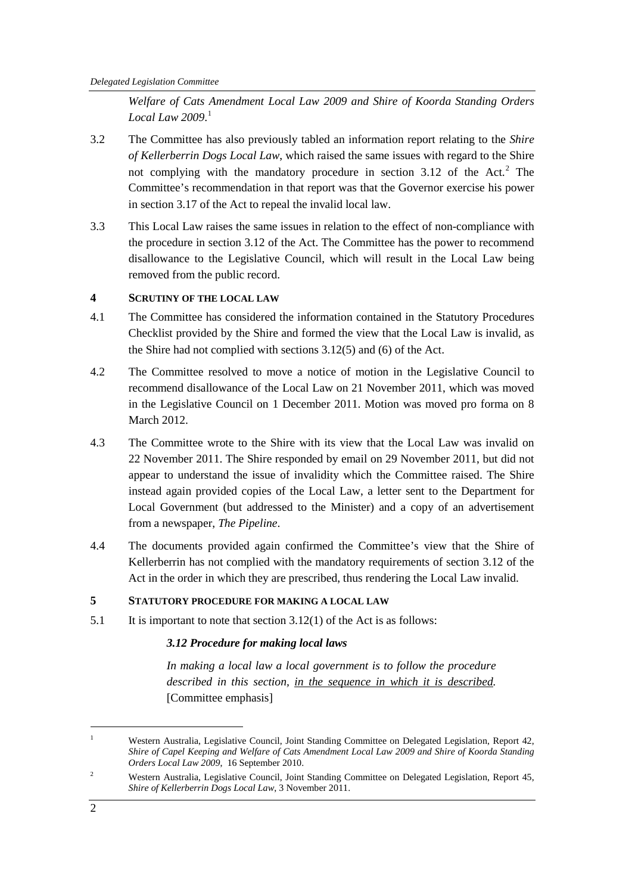*Welfare of Cats Amendment Local Law 2009 and Shire of Koorda Standing Orders Local Law 2009*.[1]

3.2 The Committee has also previously tabled an information report relating to the *Shire of Kellerberrin Dogs Local Law*, which raised the same issues with regard to the Shire not complying with the mandatory procedure in section 3.12 of the Act.[2] The Committee's recommendation in that report was that the Governor exercise his power in section 3.17 of the Act to repeal the invalid local law.

3.3 This Local Law raises the same issues in relation to the effect of non-compliance with the procedure in section 3.12 of the Act. The Committee has the power to recommend disallowance to the Legislative Council, which will result in the Local Law being removed from the public record.

## 4 SCRUTINY OF THE LOCAL LAW

4.1 The Committee has considered the information contained in the Statutory Procedures Checklist provided by the Shire and formed the view that the Local Law is invalid, as the Shire had not complied with sections 3.12(5) and (6) of the Act.

4.2 The Committee resolved to move a notice of motion in the Legislative Council to recommend disallowance of the Local Law on 21 November 2011, which was moved in the Legislative Council on 1 December 2011. Motion was moved pro forma on 8 March 2012.

4.3 The Committee wrote to the Shire with its view that the Local Law was invalid on 22 November 2011. The Shire responded by email on 29 November 2011, but did not appear to understand the issue of invalidity which the Committee raised. The Shire instead again provided copies of the Local Law, a letter sent to the Department for Local Government (but addressed to the Minister) and a copy of an advertisement from a newspaper, *The Pipeline*.

4.4 The documents provided again confirmed the Committee's view that the Shire of Kellerberrin has not complied with the mandatory requirements of section 3.12 of the Act in the order in which they are prescribed, thus rendering the Local Law invalid.

## 5 STATUTORY PROCEDURE FOR MAKING A LOCAL LAW

5.1 It is important to note that section 3.12(1) of the Act is as follows:

> ***3.12 Procedure for making local laws***
>
> *In making a local law a local government is to follow the procedure described in this section, <u>in the sequence in which it is described</u>.* [Committee emphasis]

---

[1] Western Australia, Legislative Council, Joint Standing Committee on Delegated Legislation, Report 42, *Shire of Capel Keeping and Welfare of Cats Amendment Local Law 2009 and Shire of Koorda Standing Orders Local Law 2009*, 16 September 2010.

[2] Western Australia, Legislative Council, Joint Standing Committee on Delegated Legislation, Report 45, *Shire of Kellerberrin Dogs Local Law*, 3 November 2011.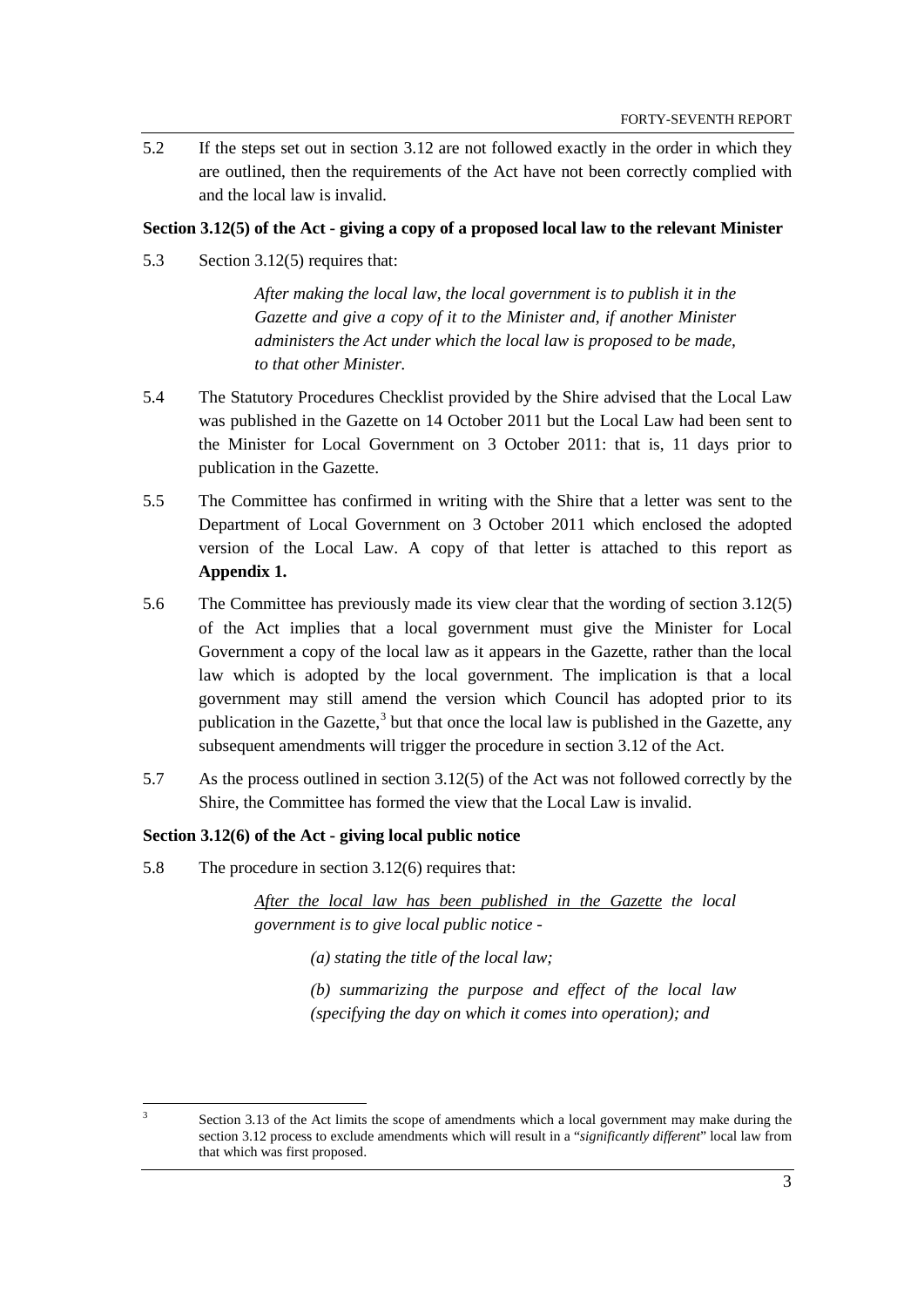5.2 If the steps set out in section 3.12 are not followed exactly in the order in which they are outlined, then the requirements of the Act have not been correctly complied with and the local law is invalid.

**Section 3.12(5) of the Act - giving a copy of a proposed local law to the relevant Minister**

5.3 Section 3.12(5) requires that:

> *After making the local law, the local government is to publish it in the Gazette and give a copy of it to the Minister and, if another Minister administers the Act under which the local law is proposed to be made, to that other Minister.*

5.4 The Statutory Procedures Checklist provided by the Shire advised that the Local Law was published in the Gazette on 14 October 2011 but the Local Law had been sent to the Minister for Local Government on 3 October 2011: that is, 11 days prior to publication in the Gazette.

5.5 The Committee has confirmed in writing with the Shire that a letter was sent to the Department of Local Government on 3 October 2011 which enclosed the adopted version of the Local Law. A copy of that letter is attached to this report as **Appendix 1.**

5.6 The Committee has previously made its view clear that the wording of section 3.12(5) of the Act implies that a local government must give the Minister for Local Government a copy of the local law as it appears in the Gazette, rather than the local law which is adopted by the local government. The implication is that a local government may still amend the version which Council has adopted prior to its publication in the Gazette,[3] but that once the local law is published in the Gazette, any subsequent amendments will trigger the procedure in section 3.12 of the Act.

5.7 As the process outlined in section 3.12(5) of the Act was not followed correctly by the Shire, the Committee has formed the view that the Local Law is invalid.

**Section 3.12(6) of the Act - giving local public notice**

5.8 The procedure in section 3.12(6) requires that:

> *After the local law has been published in the Gazette the local government is to give local public notice -*
>
> *(a) stating the title of the local law;*
>
> *(b) summarizing the purpose and effect of the local law (specifying the day on which it comes into operation); and*

[3] Section 3.13 of the Act limits the scope of amendments which a local government may make during the section 3.12 process to exclude amendments which will result in a "*significantly different*" local law from that which was first proposed.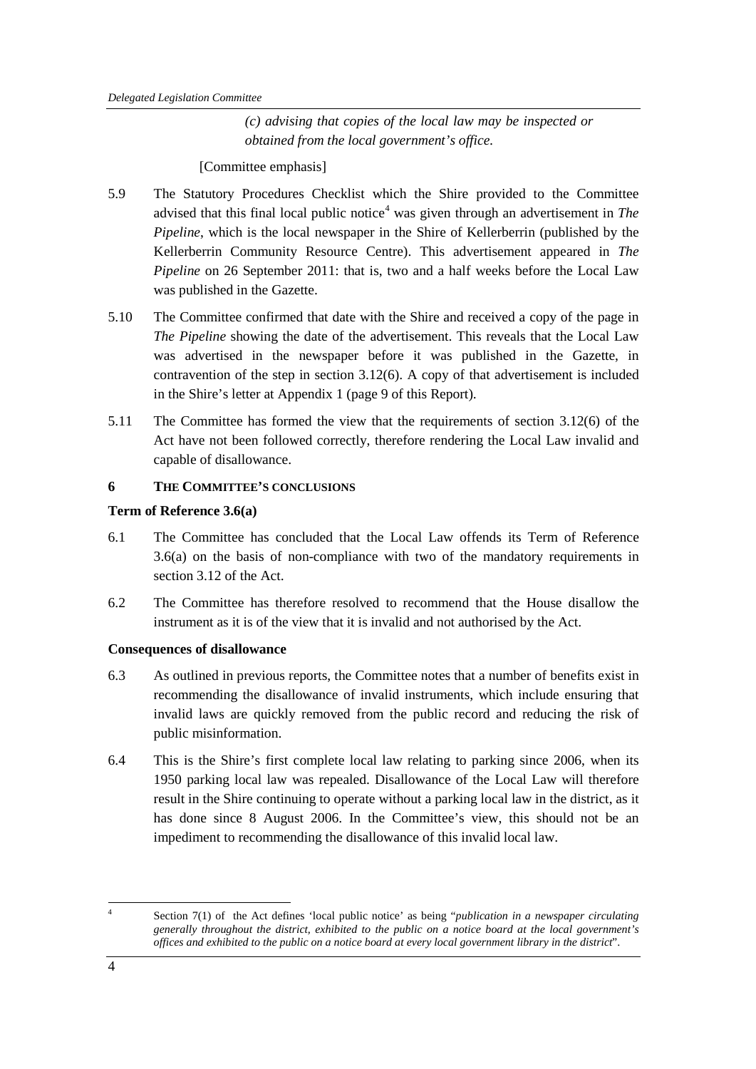> *(c) advising that copies of the local law may be inspected or obtained from the local government's office.*

[Committee emphasis]

5.9 The Statutory Procedures Checklist which the Shire provided to the Committee advised that this final local public notice[4] was given through an advertisement in *The Pipeline*, which is the local newspaper in the Shire of Kellerberrin (published by the Kellerberrin Community Resource Centre). This advertisement appeared in *The Pipeline* on 26 September 2011: that is, two and a half weeks before the Local Law was published in the Gazette.

5.10 The Committee confirmed that date with the Shire and received a copy of the page in *The Pipeline* showing the date of the advertisement. This reveals that the Local Law was advertised in the newspaper before it was published in the Gazette, in contravention of the step in section 3.12(6). A copy of that advertisement is included in the Shire's letter at Appendix 1 (page 9 of this Report).

5.11 The Committee has formed the view that the requirements of section 3.12(6) of the Act have not been followed correctly, therefore rendering the Local Law invalid and capable of disallowance.

## 6 THE COMMITTEE'S CONCLUSIONS

**Term of Reference 3.6(a)**

6.1 The Committee has concluded that the Local Law offends its Term of Reference 3.6(a) on the basis of non-compliance with two of the mandatory requirements in section 3.12 of the Act.

6.2 The Committee has therefore resolved to recommend that the House disallow the instrument as it is of the view that it is invalid and not authorised by the Act.

**Consequences of disallowance**

6.3 As outlined in previous reports, the Committee notes that a number of benefits exist in recommending the disallowance of invalid instruments, which include ensuring that invalid laws are quickly removed from the public record and reducing the risk of public misinformation.

6.4 This is the Shire's first complete local law relating to parking since 2006, when its 1950 parking local law was repealed. Disallowance of the Local Law will therefore result in the Shire continuing to operate without a parking local law in the district, as it has done since 8 August 2006. In the Committee's view, this should not be an impediment to recommending the disallowance of this invalid local law.

---

[4] Section 7(1) of the Act defines 'local public notice' as being "*publication in a newspaper circulating generally throughout the district, exhibited to the public on a notice board at the local government's offices and exhibited to the public on a notice board at every local government library in the district*".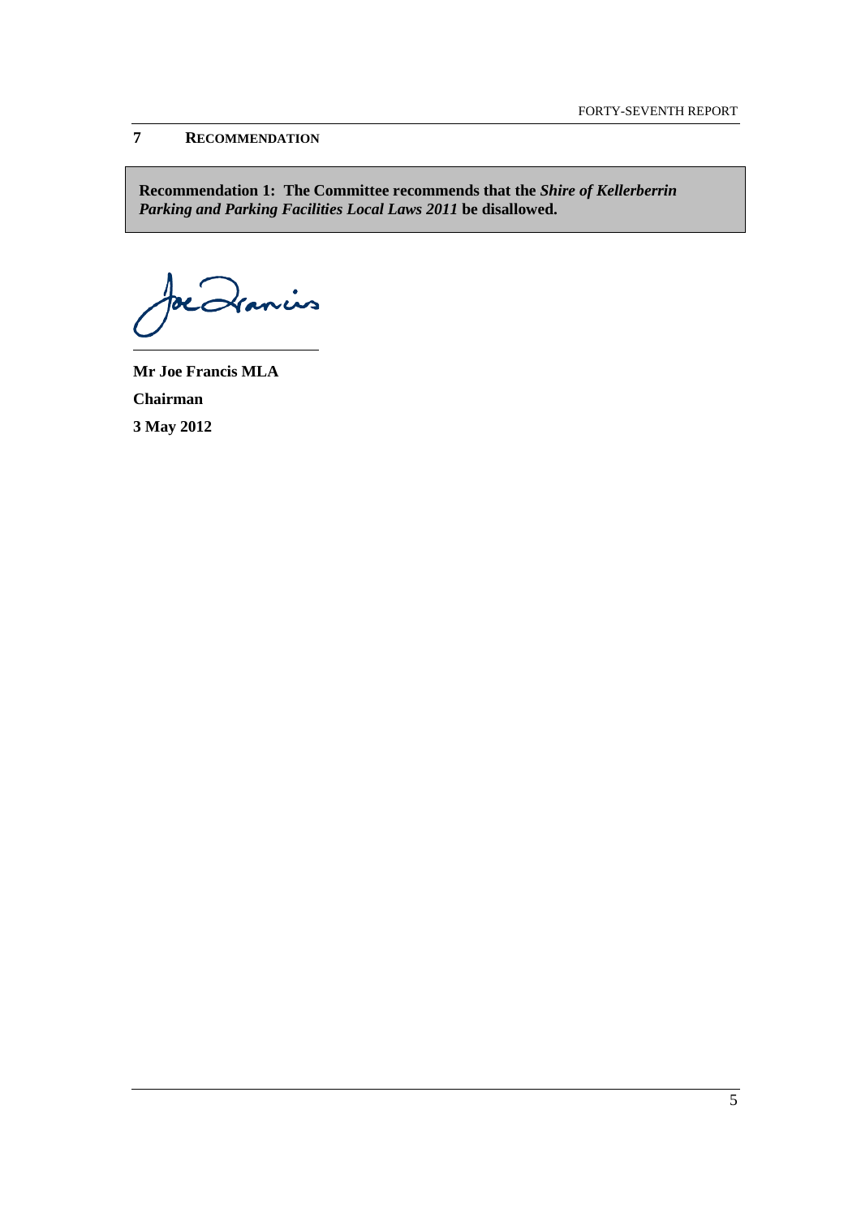## 7 RECOMMENDATION

**Recommendation 1: The Committee recommends that the *Shire of Kellerberrin Parking and Parking Facilities Local Laws 2011* be disallowed.**

**Mr Joe Francis MLA**

**Chairman**

**3 May 2012**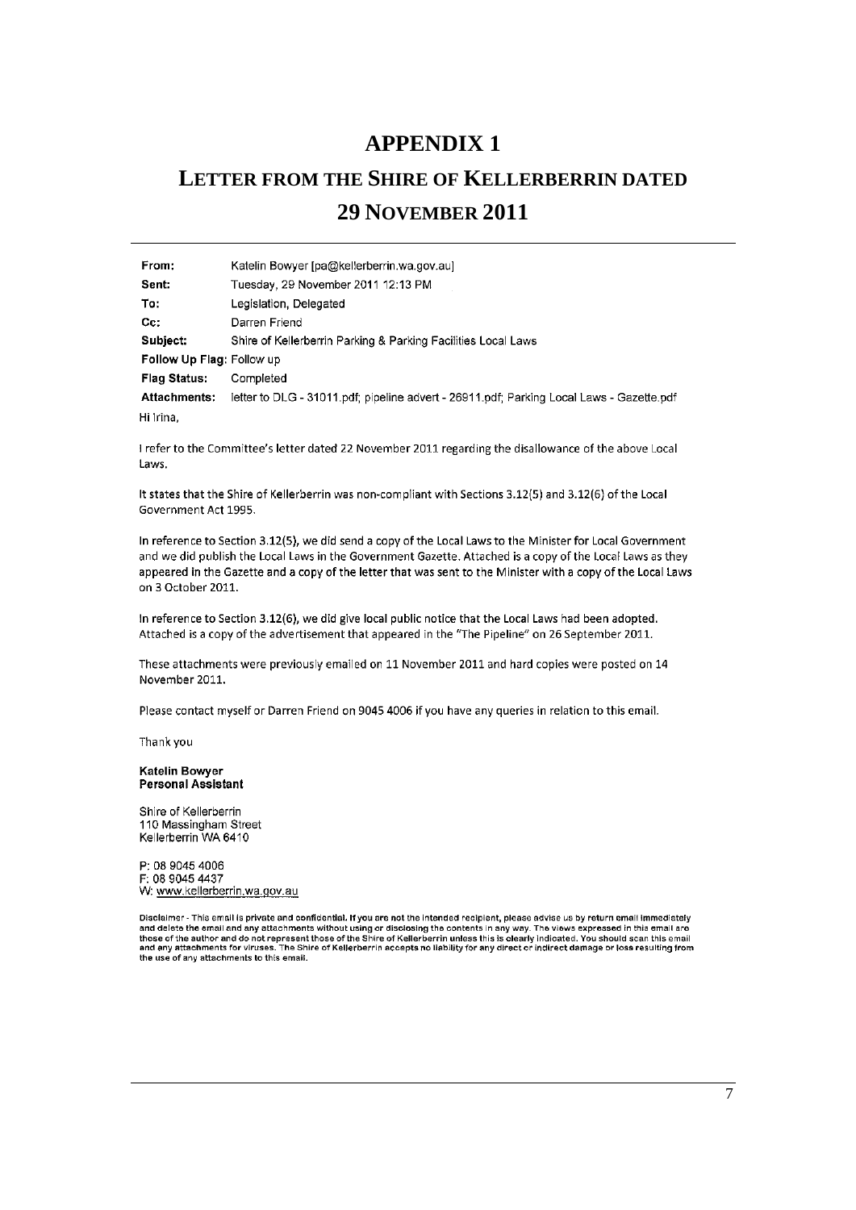# APPENDIX 1

## LETTER FROM THE SHIRE OF KELLERBERRIN DATED 29 NOVEMBER 2011

| | |
|---|---|
| **From:** | Katelin Bowyer [pa@kellerberrin.wa.gov.au] |
| **Sent:** | Tuesday, 29 November 2011 12:13 PM |
| **To:** | Legislation, Delegated |
| **Cc:** | Darren Friend |
| **Subject:** | Shire of Kellerberrin Parking & Parking Facilities Local Laws |
| **Follow Up Flag:** | Follow up |
| **Flag Status:** | Completed |
| **Attachments:** | letter to DLG - 31011.pdf; pipeline advert - 26911.pdf; Parking Local Laws - Gazette.pdf |

Hi Irina,

I refer to the Committee's letter dated 22 November 2011 regarding the disallowance of the above Local Laws.

It states that the Shire of Kellerberrin was non-compliant with Sections 3.12(5) and 3.12(6) of the Local Government Act 1995.

In reference to Section 3.12(5), we did send a copy of the Local Laws to the Minister for Local Government and we did publish the Local Laws in the Government Gazette. Attached is a copy of the Local Laws as they appeared in the Gazette and a copy of the letter that was sent to the Minister with a copy of the Local Laws on 3 October 2011.

In reference to Section 3.12(6), we did give local public notice that the Local Laws had been adopted. Attached is a copy of the advertisement that appeared in the "The Pipeline" on 26 September 2011.

These attachments were previously emailed on 11 November 2011 and hard copies were posted on 14 November 2011.

Please contact myself or Darren Friend on 9045 4006 if you have any queries in relation to this email.

Thank you

**Katelin Bowyer**
**Personal Assistant**

Shire of Kellerberrin
110 Massingham Street
Kellerberrin WA 6410

P: 08 9045 4006
F: 08 9045 4437
W: www.kellerberrin.wa.gov.au

Disclaimer - This email is private and confidential. If you are not the intended recipient, please advise us by return email immediately and delete the email and any attachments without using or disclosing the contents in any way. The views expressed in this email are those of the author and do not represent those of the Shire of Kellerberrin unless this is clearly indicated. You should scan this email and any attachments for viruses. The Shire of Kellerberrin accepts no liability for any direct or indirect damage or loss resulting from the use of any attachments to this email.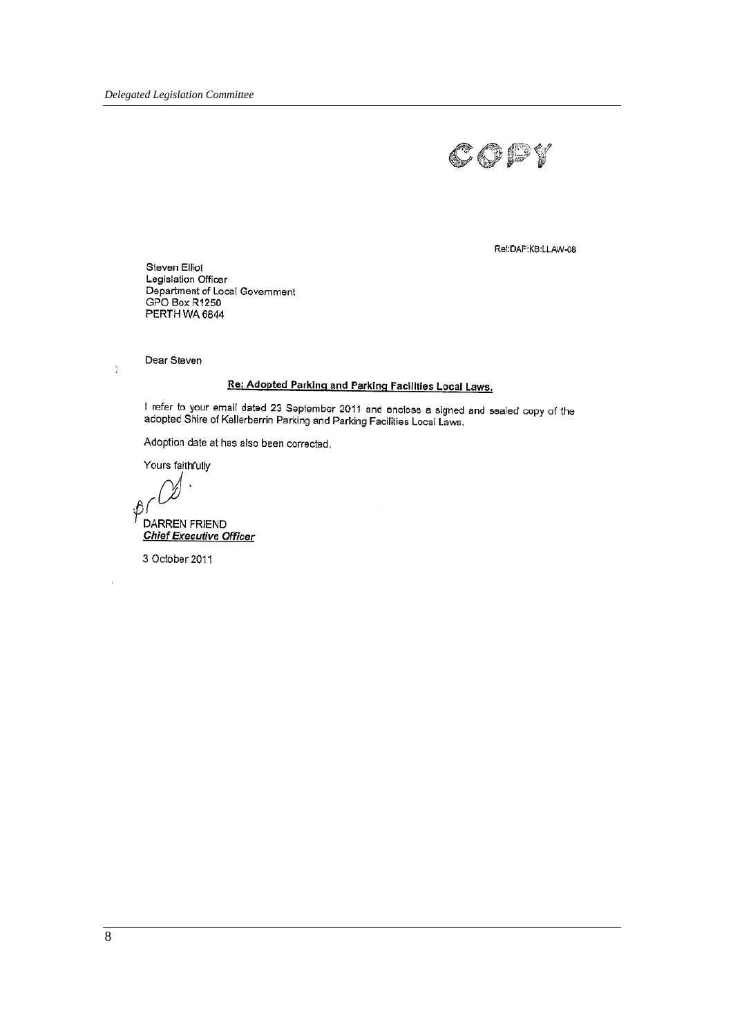COPY

Ref:DAF:KB:LLAW-08

Steven Elliot
Legislation Officer
Department of Local Government
GPO Box R1250
PERTH WA 6844

Dear Steven

**Re: Adopted Parking and Parking Facilities Local Laws.**

I refer to your email dated 23 September 2011 and enclose a signed and sealed copy of the adopted Shire of Kellerberrin Parking and Parking Facilities Local Laws.

Adoption date at has also been corrected.

Yours faithfully

DARREN FRIEND
***Chief Executive Officer***

3 October 2011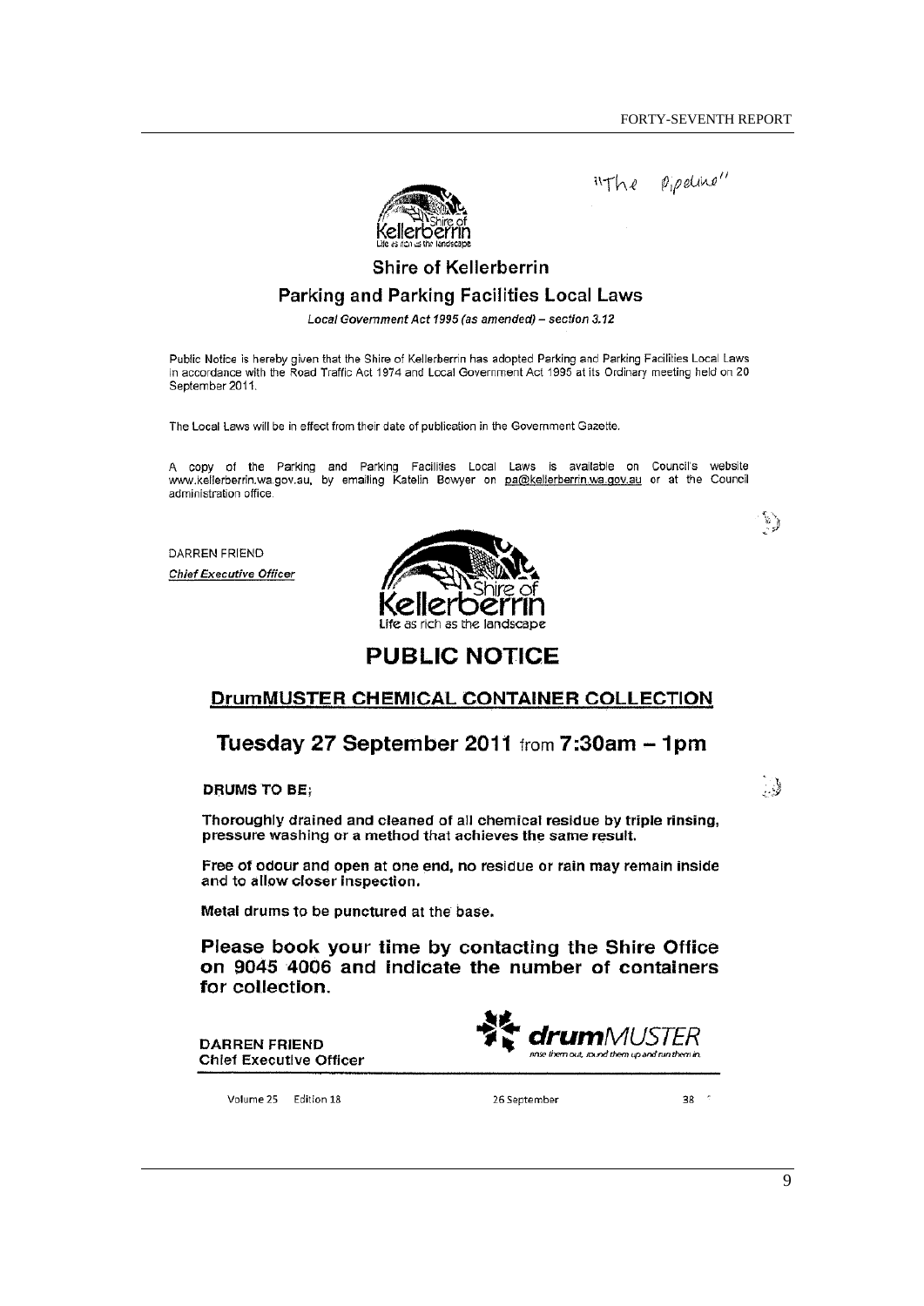"The Pipeline"

Shire of Kellerberrin

Life as rich as the landscape

## Shire of Kellerberrin

## Parking and Parking Facilities Local Laws

*Local Government Act 1995 (as amended) – section 3.12*

Public Notice is hereby given that the Shire of Kellerberrin has adopted Parking and Parking Facilities Local Laws in accordance with the Road Traffic Act 1974 and Local Government Act 1995 at its Ordinary meeting held on 20 September 2011.

The Local Laws will be in effect from their date of publication in the Government Gazette.

A copy of the Parking and Parking Facilities Local Laws is available on Council's website www.kellerberrin.wa.gov.au, by emailing Katelin Bowyer on pa@kellerberrin.wa.gov.au or at the Council administration office.

DARREN FRIEND
*Chief Executive Officer*

Shire of Kellerberrin

Life as rich as the landscape

# PUBLIC NOTICE

## DrumMUSTER CHEMICAL CONTAINER COLLECTION

## Tuesday 27 September 2011 from 7:30am – 1pm

**DRUMS TO BE;**

**Thoroughly drained and cleaned of all chemical residue by triple rinsing, pressure washing or a method that achieves the same result.**

**Free of odour and open at one end, no residue or rain may remain inside and to allow closer inspection.**

**Metal drums to be punctured at the base.**

**Please book your time by contacting the Shire Office on 9045 4006 and indicate the number of containers for collection.**

**DARREN FRIEND**
**Chief Executive Officer**

drumMUSTER
rinse them out, round them up and run them in.

Volume 25 Edition 18 26 September 38